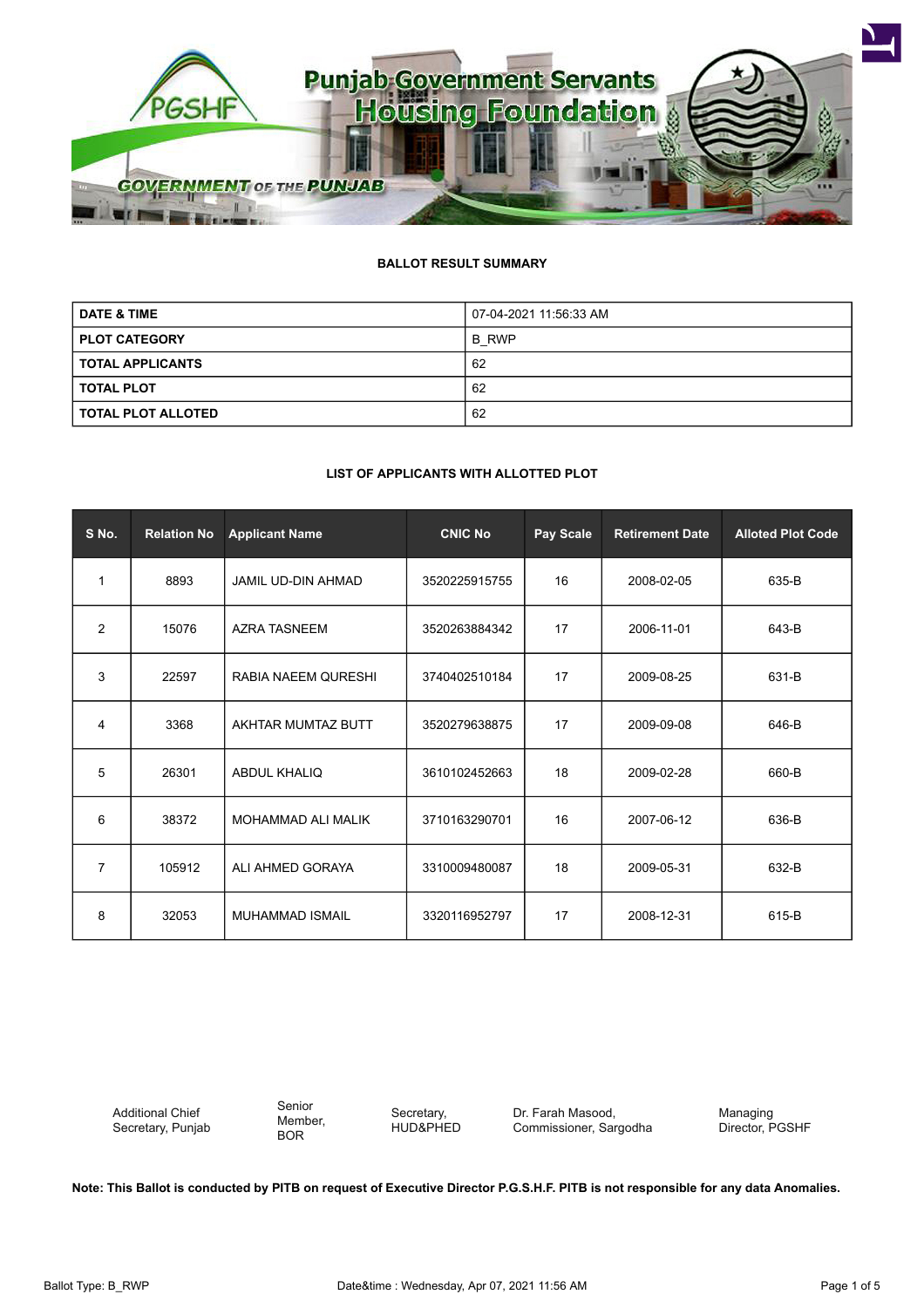Punjab Government Servants Housing Foundation

PGSHF

GOVERNMENT OF THE PUNJAB

**BALLOT RESULT SUMMARY**

| | |
|---|---|
| **DATE & TIME** | 07-04-2021 11:56:33 AM |
| **PLOT CATEGORY** | B_RWP |
| **TOTAL APPLICANTS** | 62 |
| **TOTAL PLOT** | 62 |
| **TOTAL PLOT ALLOTED** | 62 |

**LIST OF APPLICANTS WITH ALLOTTED PLOT**

| S No. | Relation No | Applicant Name | CNIC No | Pay Scale | Retirement Date | Alloted Plot Code |
|---|---|---|---|---|---|---|
| 1 | 8893 | JAMIL UD-DIN AHMAD | 3520225915755 | 16 | 2008-02-05 | 635-B |
| 2 | 15076 | AZRA TASNEEM | 3520263884342 | 17 | 2006-11-01 | 643-B |
| 3 | 22597 | RABIA NAEEM QURESHI | 3740402510184 | 17 | 2009-08-25 | 631-B |
| 4 | 3368 | AKHTAR MUMTAZ BUTT | 3520279638875 | 17 | 2009-09-08 | 646-B |
| 5 | 26301 | ABDUL KHALIQ | 3610102452663 | 18 | 2009-02-28 | 660-B |
| 6 | 38372 | MOHAMMAD ALI MALIK | 3710163290701 | 16 | 2007-06-12 | 636-B |
| 7 | 105912 | ALI AHMED GORAYA | 3310009480087 | 18 | 2009-05-31 | 632-B |
| 8 | 32053 | MUHAMMAD ISMAIL | 3320116952797 | 17 | 2008-12-31 | 615-B |

| Additional Chief Secretary, Punjab | Senior Member, BOR | Secretary, HUD&PHED | Dr. Farah Masood, Commissioner, Sargodha | Managing Director, PGSHF |
|---|---|---|---|---|

**Note: This Ballot is conducted by PITB on request of Executive Director P.G.S.H.F. PITB is not responsible for any data Anomalies.**

Ballot Type: B_RWP

Date&time : Wednesday, Apr 07, 2021 11:56 AM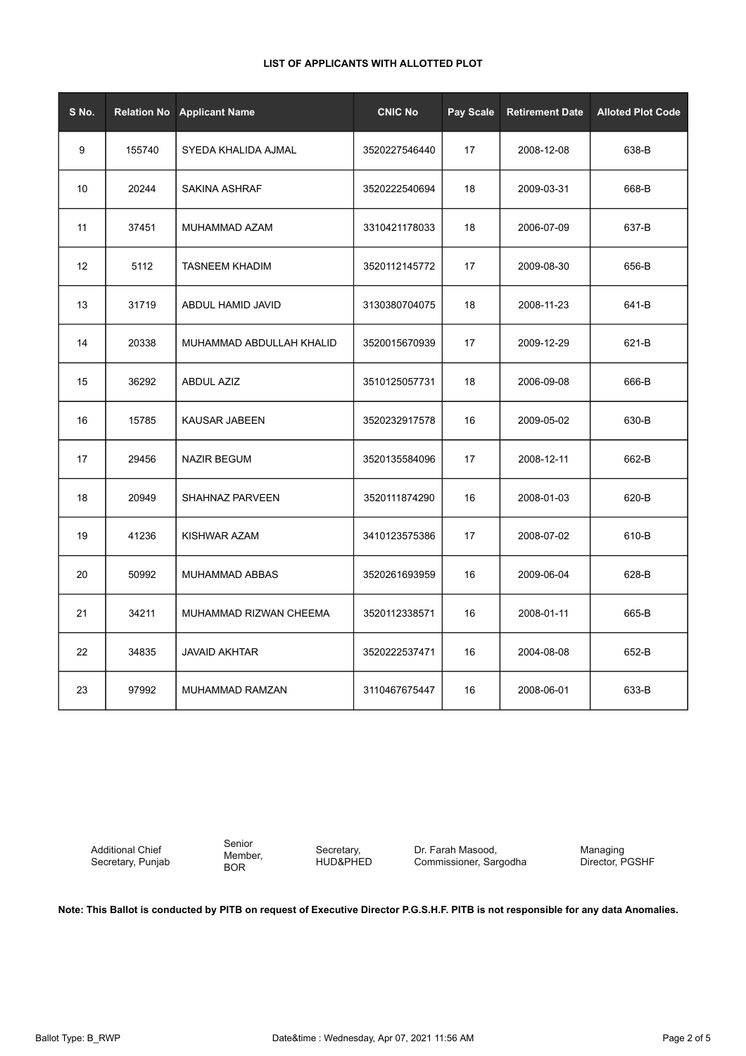**LIST OF APPLICANTS WITH ALLOTTED PLOT**

| S No. | Relation No | Applicant Name | CNIC No | Pay Scale | Retirement Date | Alloted Plot Code |
|---|---|---|---|---|---|---|
| 9 | 155740 | SYEDA KHALIDA AJMAL | 3520227546440 | 17 | 2008-12-08 | 638-B |
| 10 | 20244 | SAKINA ASHRAF | 3520222540694 | 18 | 2009-03-31 | 668-B |
| 11 | 37451 | MUHAMMAD AZAM | 3310421178033 | 18 | 2006-07-09 | 637-B |
| 12 | 5112 | TASNEEM KHADIM | 3520112145772 | 17 | 2009-08-30 | 656-B |
| 13 | 31719 | ABDUL HAMID JAVID | 3130380704075 | 18 | 2008-11-23 | 641-B |
| 14 | 20338 | MUHAMMAD ABDULLAH KHALID | 3520015670939 | 17 | 2009-12-29 | 621-B |
| 15 | 36292 | ABDUL AZIZ | 3510125057731 | 18 | 2006-09-08 | 666-B |
| 16 | 15785 | KAUSAR JABEEN | 3520232917578 | 16 | 2009-05-02 | 630-B |
| 17 | 29456 | NAZIR BEGUM | 3520135584096 | 17 | 2008-12-11 | 662-B |
| 18 | 20949 | SHAHNAZ PARVEEN | 3520111874290 | 16 | 2008-01-03 | 620-B |
| 19 | 41236 | KISHWAR AZAM | 3410123575386 | 17 | 2008-07-02 | 610-B |
| 20 | 50992 | MUHAMMAD ABBAS | 3520261693959 | 16 | 2009-06-04 | 628-B |
| 21 | 34211 | MUHAMMAD RIZWAN CHEEMA | 3520112338571 | 16 | 2008-01-11 | 665-B |
| 22 | 34835 | JAVAID AKHTAR | 3520222537471 | 16 | 2004-08-08 | 652-B |
| 23 | 97992 | MUHAMMAD RAMZAN | 3110467675447 | 16 | 2008-06-01 | 633-B |

| Additional Chief Secretary, Punjab | Senior Member, BOR | Secretary, HUD&PHED | Dr. Farah Masood, Commissioner, Sargodha | Managing Director, PGSHF |
|---|---|---|---|---|

**Note: This Ballot is conducted by PITB on request of Executive Director P.G.S.H.F. PITB is not responsible for any data Anomalies.**

Ballot Type: B_RWP

Date&time : Wednesday, Apr 07, 2021 11:56 AM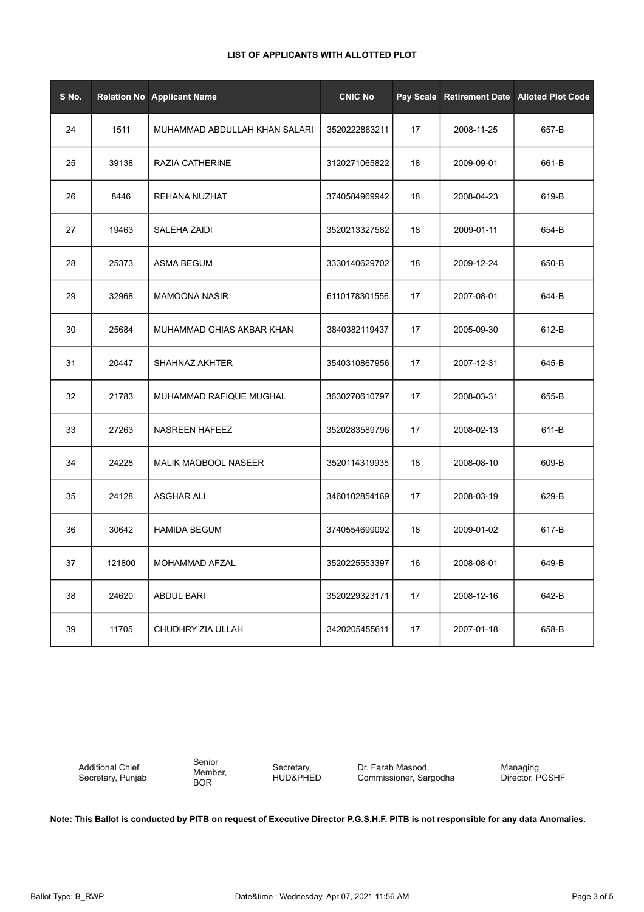**LIST OF APPLICANTS WITH ALLOTTED PLOT**

| S No. | Relation No | Applicant Name | CNIC No | Pay Scale | Retirement Date | Alloted Plot Code |
|---|---|---|---|---|---|---|
| 24 | 1511 | MUHAMMAD ABDULLAH KHAN SALARI | 3520222863211 | 17 | 2008-11-25 | 657-B |
| 25 | 39138 | RAZIA CATHERINE | 3120271065822 | 18 | 2009-09-01 | 661-B |
| 26 | 8446 | REHANA NUZHAT | 3740584969942 | 18 | 2008-04-23 | 619-B |
| 27 | 19463 | SALEHA ZAIDI | 3520213327582 | 18 | 2009-01-11 | 654-B |
| 28 | 25373 | ASMA BEGUM | 3330140629702 | 18 | 2009-12-24 | 650-B |
| 29 | 32968 | MAMOONA NASIR | 6110178301556 | 17 | 2007-08-01 | 644-B |
| 30 | 25684 | MUHAMMAD GHIAS AKBAR KHAN | 3840382119437 | 17 | 2005-09-30 | 612-B |
| 31 | 20447 | SHAHNAZ AKHTER | 3540310867956 | 17 | 2007-12-31 | 645-B |
| 32 | 21783 | MUHAMMAD RAFIQUE MUGHAL | 3630270610797 | 17 | 2008-03-31 | 655-B |
| 33 | 27263 | NASREEN HAFEEZ | 3520283589796 | 17 | 2008-02-13 | 611-B |
| 34 | 24228 | MALIK MAQBOOL NASEER | 3520114319935 | 18 | 2008-08-10 | 609-B |
| 35 | 24128 | ASGHAR ALI | 3460102854169 | 17 | 2008-03-19 | 629-B |
| 36 | 30642 | HAMIDA BEGUM | 3740554699092 | 18 | 2009-01-02 | 617-B |
| 37 | 121800 | MOHAMMAD AFZAL | 3520225553397 | 16 | 2008-08-01 | 649-B |
| 38 | 24620 | ABDUL BARI | 3520229323171 | 17 | 2008-12-16 | 642-B |
| 39 | 11705 | CHUDHRY ZIA ULLAH | 3420205455611 | 17 | 2007-01-18 | 658-B |

Additional Chief Secretary, Punjab | Senior Member, BOR | Secretary, HUD&PHED | Dr. Farah Masood, Commissioner, Sargodha | Managing Director, PGSHF

**Note: This Ballot is conducted by PITB on request of Executive Director P.G.S.H.F. PITB is not responsible for any data Anomalies.**

Ballot Type: B_RWP | Date&time : Wednesday, Apr 07, 2021 11:56 AM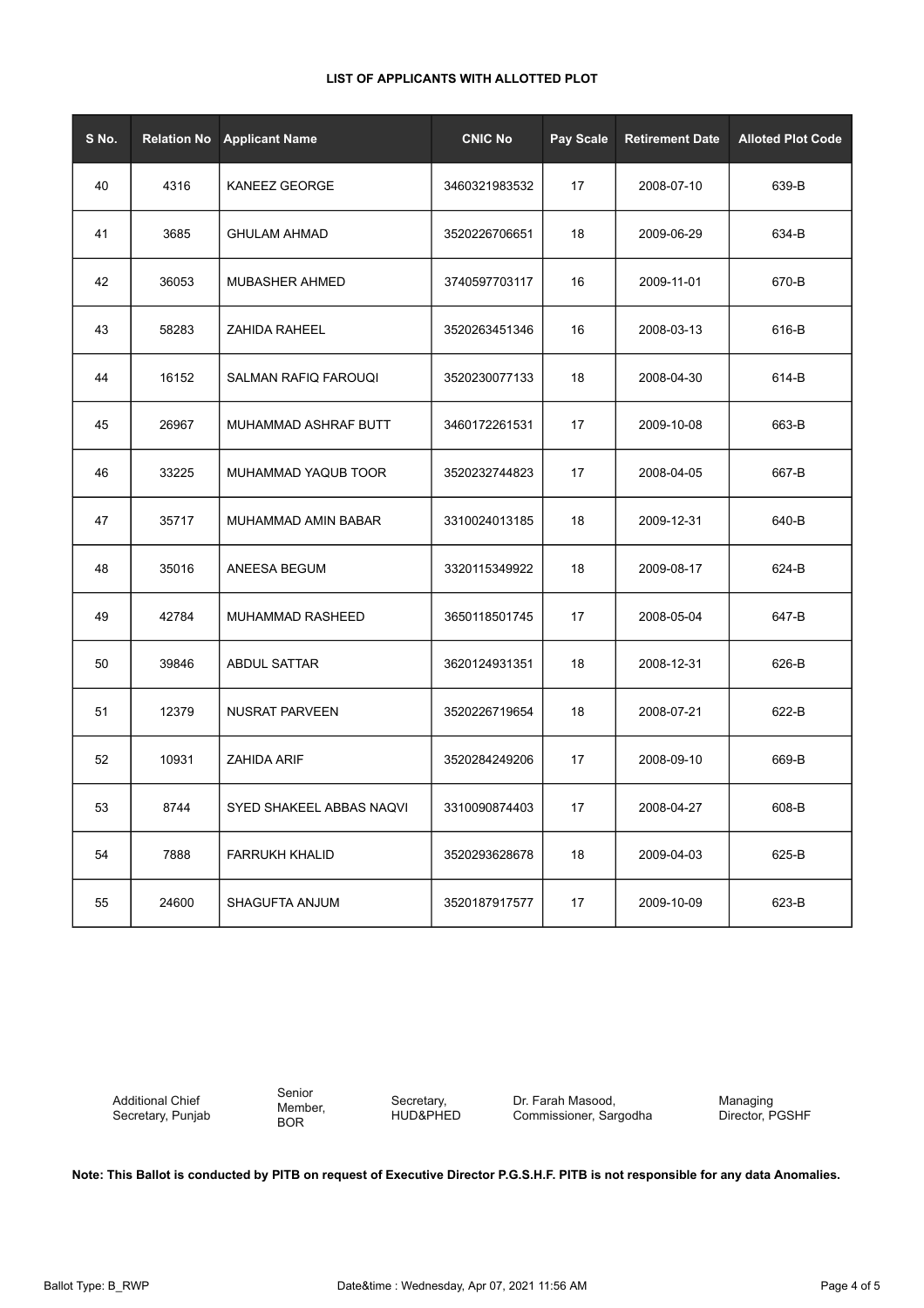**LIST OF APPLICANTS WITH ALLOTTED PLOT**

| S No. | Relation No | Applicant Name | CNIC No | Pay Scale | Retirement Date | Alloted Plot Code |
|---|---|---|---|---|---|---|
| 40 | 4316 | KANEEZ GEORGE | 3460321983532 | 17 | 2008-07-10 | 639-B |
| 41 | 3685 | GHULAM AHMAD | 3520226706651 | 18 | 2009-06-29 | 634-B |
| 42 | 36053 | MUBASHER AHMED | 3740597703117 | 16 | 2009-11-01 | 670-B |
| 43 | 58283 | ZAHIDA RAHEEL | 3520263451346 | 16 | 2008-03-13 | 616-B |
| 44 | 16152 | SALMAN RAFIQ FAROUQI | 3520230077133 | 18 | 2008-04-30 | 614-B |
| 45 | 26967 | MUHAMMAD ASHRAF BUTT | 3460172261531 | 17 | 2009-10-08 | 663-B |
| 46 | 33225 | MUHAMMAD YAQUB TOOR | 3520232744823 | 17 | 2008-04-05 | 667-B |
| 47 | 35717 | MUHAMMAD AMIN BABAR | 3310024013185 | 18 | 2009-12-31 | 640-B |
| 48 | 35016 | ANEESA BEGUM | 3320115349922 | 18 | 2009-08-17 | 624-B |
| 49 | 42784 | MUHAMMAD RASHEED | 3650118501745 | 17 | 2008-05-04 | 647-B |
| 50 | 39846 | ABDUL SATTAR | 3620124931351 | 18 | 2008-12-31 | 626-B |
| 51 | 12379 | NUSRAT PARVEEN | 3520226719654 | 18 | 2008-07-21 | 622-B |
| 52 | 10931 | ZAHIDA ARIF | 3520284249206 | 17 | 2008-09-10 | 669-B |
| 53 | 8744 | SYED SHAKEEL ABBAS NAQVI | 3310090874403 | 17 | 2008-04-27 | 608-B |
| 54 | 7888 | FARRUKH KHALID | 3520293628678 | 18 | 2009-04-03 | 625-B |
| 55 | 24600 | SHAGUFTA ANJUM | 3520187917577 | 17 | 2009-10-09 | 623-B |

Additional Chief Secretary, Punjab | Senior Member, BOR | Secretary, HUD&PHED | Dr. Farah Masood, Commissioner, Sargodha | Managing Director, PGSHF

**Note: This Ballot is conducted by PITB on request of Executive Director P.G.S.H.F. PITB is not responsible for any data Anomalies.**

Ballot Type: B_RWP    Date&time : Wednesday, Apr 07, 2021 11:56 AM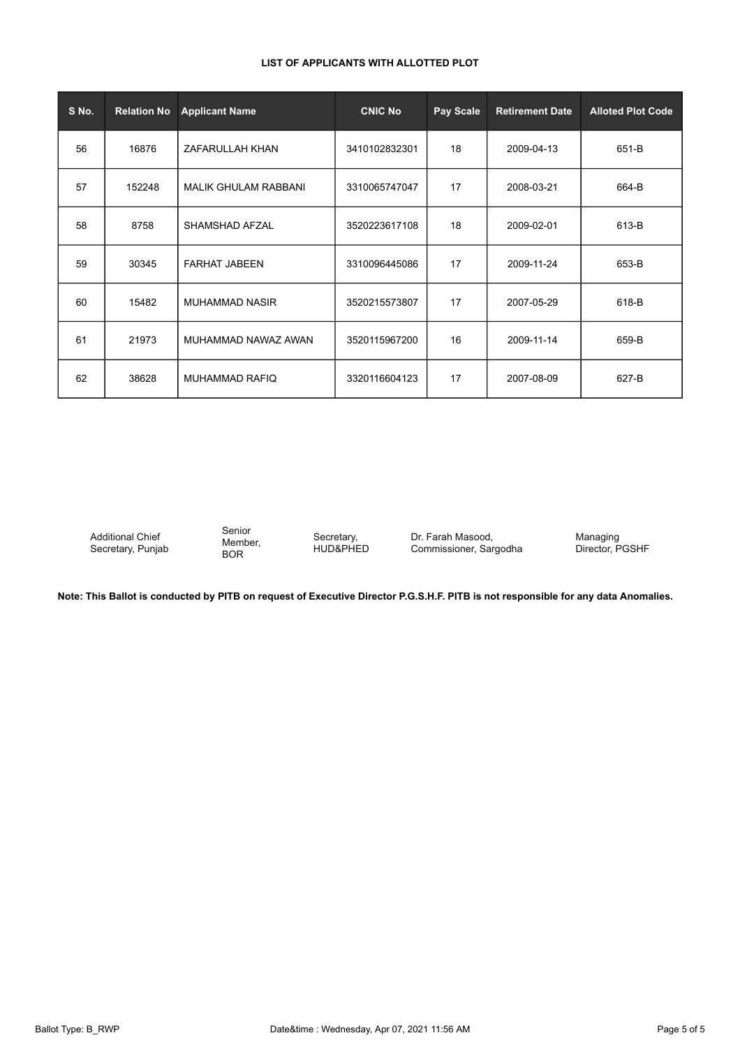**LIST OF APPLICANTS WITH ALLOTTED PLOT**

| S No. | Relation No | Applicant Name | CNIC No | Pay Scale | Retirement Date | Alloted Plot Code |
|---|---|---|---|---|---|---|
| 56 | 16876 | ZAFARULLAH KHAN | 3410102832301 | 18 | 2009-04-13 | 651-B |
| 57 | 152248 | MALIK GHULAM RABBANI | 3310065747047 | 17 | 2008-03-21 | 664-B |
| 58 | 8758 | SHAMSHAD AFZAL | 3520223617108 | 18 | 2009-02-01 | 613-B |
| 59 | 30345 | FARHAT JABEEN | 3310096445086 | 17 | 2009-11-24 | 653-B |
| 60 | 15482 | MUHAMMAD NASIR | 3520215573807 | 17 | 2007-05-29 | 618-B |
| 61 | 21973 | MUHAMMAD NAWAZ AWAN | 3520115967200 | 16 | 2009-11-14 | 659-B |
| 62 | 38628 | MUHAMMAD RAFIQ | 3320116604123 | 17 | 2007-08-09 | 627-B |

Additional Chief Secretary, Punjab

Senior Member, BOR

Secretary, HUD&PHED

Dr. Farah Masood, Commissioner, Sargodha

Managing Director, PGSHF

**Note: This Ballot is conducted by PITB on request of Executive Director P.G.S.H.F. PITB is not responsible for any data Anomalies.**

Ballot Type: B_RWP

Date&time : Wednesday, Apr 07, 2021 11:56 AM